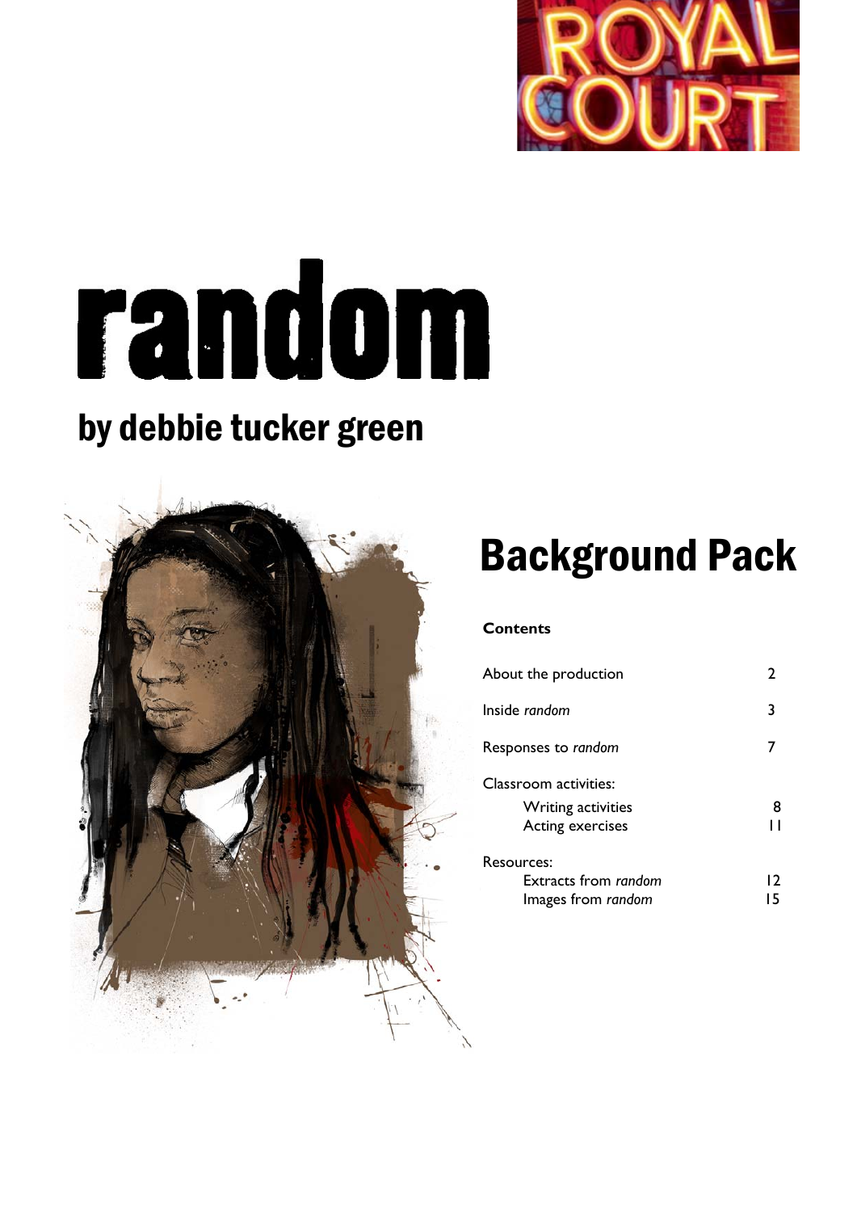ROYAL COURT

# random

## by debbie tucker green

# Background Pack

**Contents**

| | |
|---|---|
| About the production | 2 |
| Inside *random* | 3 |
| Responses to *random* | 7 |
| Classroom activities: | |
| Writing activities | 8 |
| Acting exercises | 11 |
| Resources: | |
| Extracts from *random* | 12 |
| Images from *random* | 15 |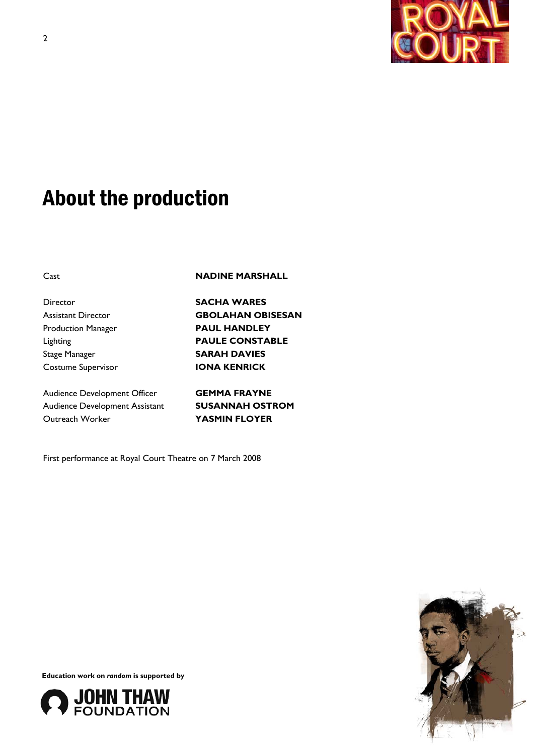# About the production

| | |
|---|---|
| Cast | **NADINE MARSHALL** |
| | |
| Director | **SACHA WARES** |
| Assistant Director | **GBOLAHAN OBISESAN** |
| Production Manager | **PAUL HANDLEY** |
| Lighting | **PAULE CONSTABLE** |
| Stage Manager | **SARAH DAVIES** |
| Costume Supervisor | **IONA KENRICK** |
| | |
| Audience Development Officer | **GEMMA FRAYNE** |
| Audience Development Assistant | **SUSANNAH OSTROM** |
| Outreach Worker | **YASMIN FLOYER** |

First performance at Royal Court Theatre on 7 March 2008

**Education work on *random* is supported by**

JOHN THAW FOUNDATION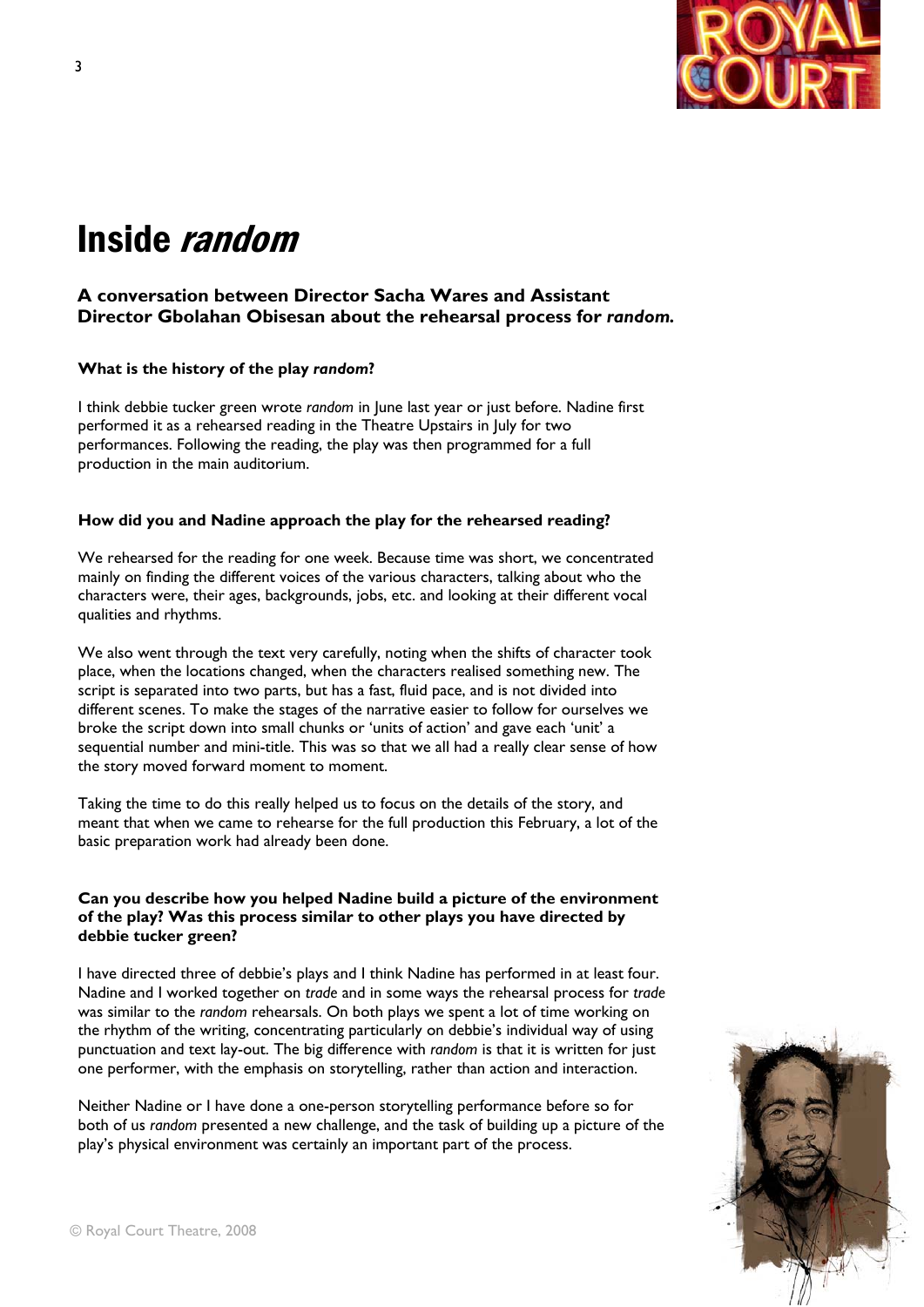# Inside *random*

**A conversation between Director Sacha Wares and Assistant Director Gbolahan Obisesan about the rehearsal process for *random*.**

**What is the history of the play *random*?**

I think debbie tucker green wrote *random* in June last year or just before. Nadine first performed it as a rehearsed reading in the Theatre Upstairs in July for two performances. Following the reading, the play was then programmed for a full production in the main auditorium.

**How did you and Nadine approach the play for the rehearsed reading?**

We rehearsed for the reading for one week. Because time was short, we concentrated mainly on finding the different voices of the various characters, talking about who the characters were, their ages, backgrounds, jobs, etc. and looking at their different vocal qualities and rhythms.

We also went through the text very carefully, noting when the shifts of character took place, when the locations changed, when the characters realised something new. The script is separated into two parts, but has a fast, fluid pace, and is not divided into different scenes. To make the stages of the narrative easier to follow for ourselves we broke the script down into small chunks or 'units of action' and gave each 'unit' a sequential number and mini-title. This was so that we all had a really clear sense of how the story moved forward moment to moment.

Taking the time to do this really helped us to focus on the details of the story, and meant that when we came to rehearse for the full production this February, a lot of the basic preparation work had already been done.

**Can you describe how you helped Nadine build a picture of the environment of the play? Was this process similar to other plays you have directed by debbie tucker green?**

I have directed three of debbie's plays and I think Nadine has performed in at least four. Nadine and I worked together on *trade* and in some ways the rehearsal process for *trade* was similar to the *random* rehearsals. On both plays we spent a lot of time working on the rhythm of the writing, concentrating particularly on debbie's individual way of using punctuation and text lay-out. The big difference with *random* is that it is written for just one performer, with the emphasis on storytelling, rather than action and interaction.

Neither Nadine or I have done a one-person storytelling performance before so for both of us *random* presented a new challenge, and the task of building up a picture of the play's physical environment was certainly an important part of the process.

© Royal Court Theatre, 2008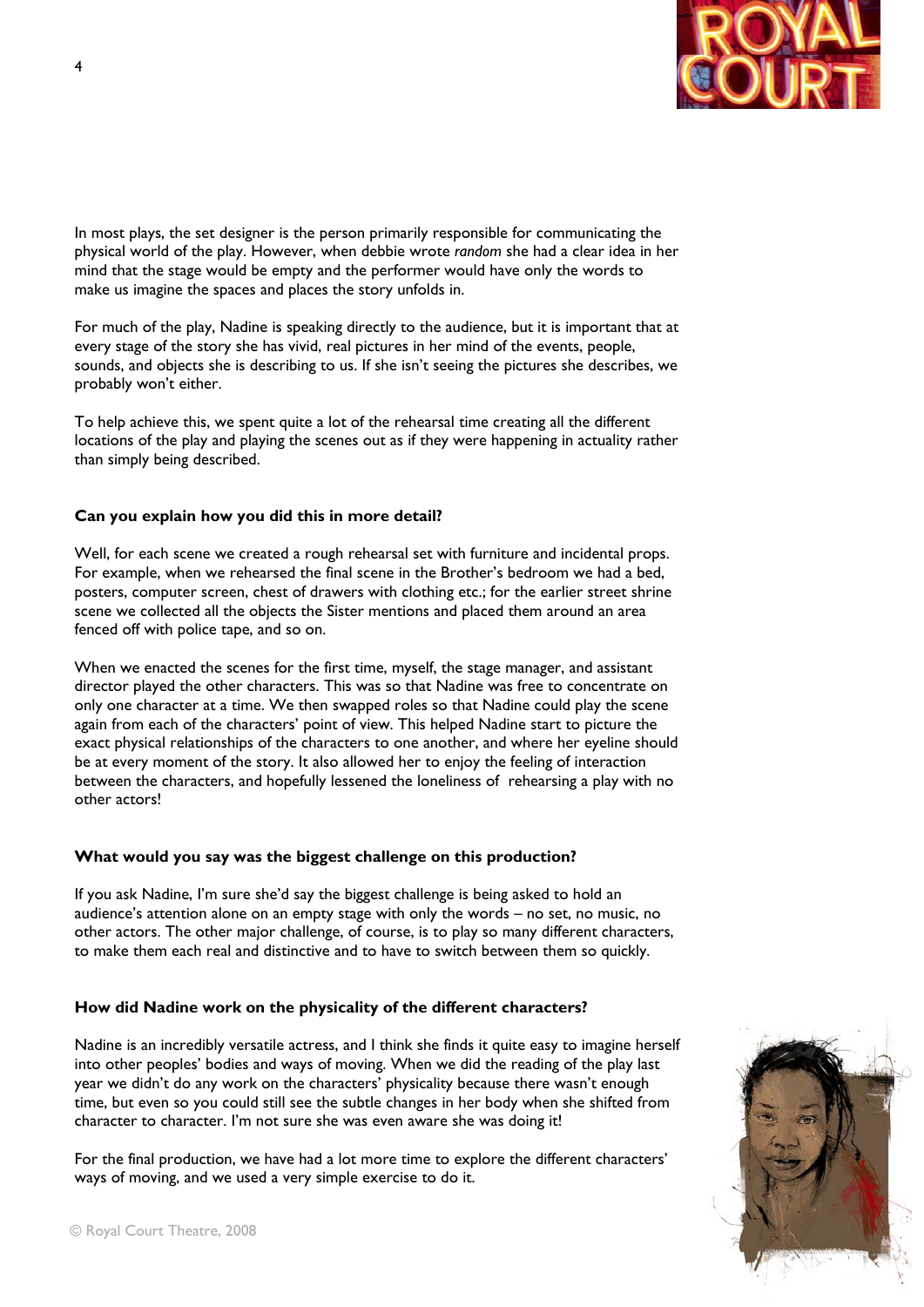In most plays, the set designer is the person primarily responsible for communicating the physical world of the play. However, when debbie wrote *random* she had a clear idea in her mind that the stage would be empty and the performer would have only the words to make us imagine the spaces and places the story unfolds in.

For much of the play, Nadine is speaking directly to the audience, but it is important that at every stage of the story she has vivid, real pictures in her mind of the events, people, sounds, and objects she is describing to us. If she isn't seeing the pictures she describes, we probably won't either.

To help achieve this, we spent quite a lot of the rehearsal time creating all the different locations of the play and playing the scenes out as if they were happening in actuality rather than simply being described.

**Can you explain how you did this in more detail?**

Well, for each scene we created a rough rehearsal set with furniture and incidental props. For example, when we rehearsed the final scene in the Brother's bedroom we had a bed, posters, computer screen, chest of drawers with clothing etc.; for the earlier street shrine scene we collected all the objects the Sister mentions and placed them around an area fenced off with police tape, and so on.

When we enacted the scenes for the first time, myself, the stage manager, and assistant director played the other characters. This was so that Nadine was free to concentrate on only one character at a time. We then swapped roles so that Nadine could play the scene again from each of the characters' point of view. This helped Nadine start to picture the exact physical relationships of the characters to one another, and where her eyeline should be at every moment of the story. It also allowed her to enjoy the feeling of interaction between the characters, and hopefully lessened the loneliness of rehearsing a play with no other actors!

**What would you say was the biggest challenge on this production?**

If you ask Nadine, I'm sure she'd say the biggest challenge is being asked to hold an audience's attention alone on an empty stage with only the words – no set, no music, no other actors. The other major challenge, of course, is to play so many different characters, to make them each real and distinctive and to have to switch between them so quickly.

**How did Nadine work on the physicality of the different characters?**

Nadine is an incredibly versatile actress, and I think she finds it quite easy to imagine herself into other peoples' bodies and ways of moving. When we did the reading of the play last year we didn't do any work on the characters' physicality because there wasn't enough time, but even so you could still see the subtle changes in her body when she shifted from character to character. I'm not sure she was even aware she was doing it!

For the final production, we have had a lot more time to explore the different characters' ways of moving, and we used a very simple exercise to do it.

© Royal Court Theatre, 2008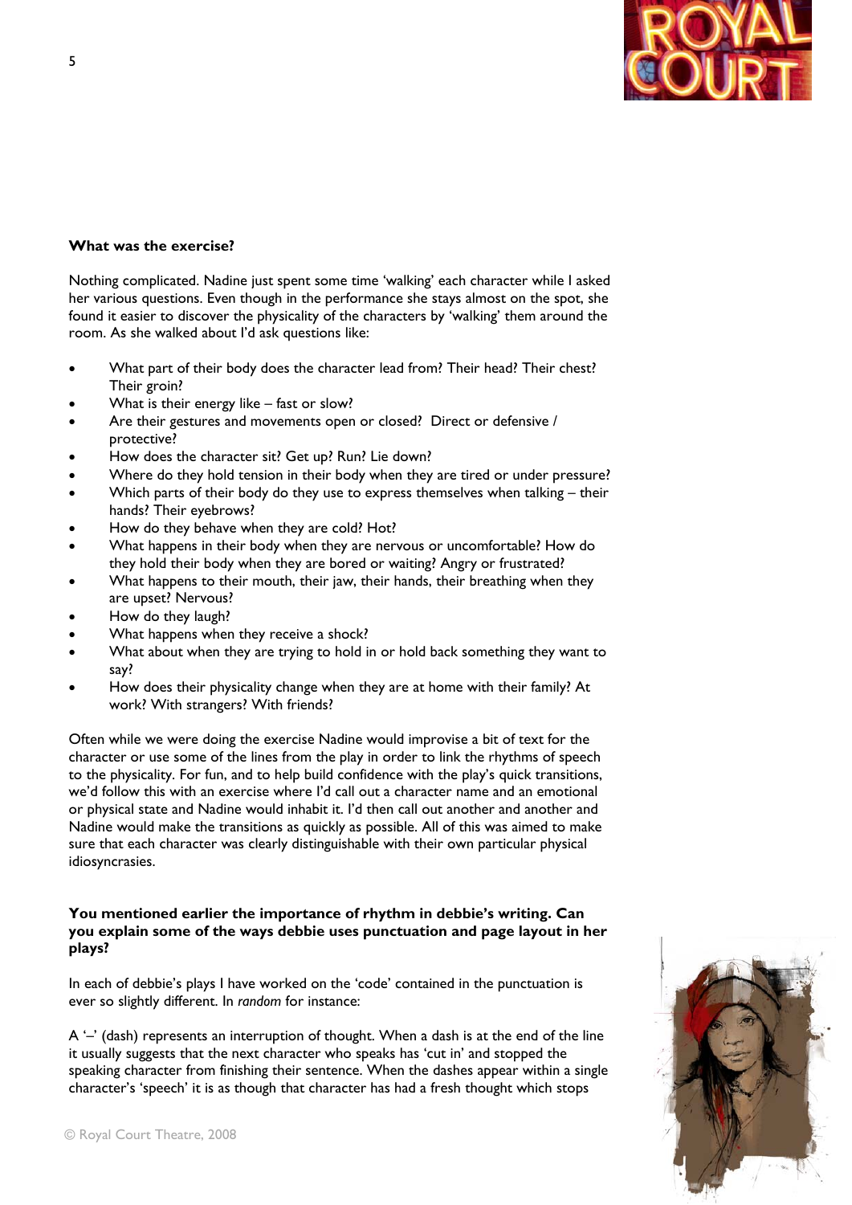**What was the exercise?**

Nothing complicated. Nadine just spent some time 'walking' each character while I asked her various questions. Even though in the performance she stays almost on the spot, she found it easier to discover the physicality of the characters by 'walking' them around the room. As she walked about I'd ask questions like:

- What part of their body does the character lead from? Their head? Their chest? Their groin?
- What is their energy like – fast or slow?
- Are their gestures and movements open or closed? Direct or defensive / protective?
- How does the character sit? Get up? Run? Lie down?
- Where do they hold tension in their body when they are tired or under pressure?
- Which parts of their body do they use to express themselves when talking – their hands? Their eyebrows?
- How do they behave when they are cold? Hot?
- What happens in their body when they are nervous or uncomfortable? How do they hold their body when they are bored or waiting? Angry or frustrated?
- What happens to their mouth, their jaw, their hands, their breathing when they are upset? Nervous?
- How do they laugh?
- What happens when they receive a shock?
- What about when they are trying to hold in or hold back something they want to say?
- How does their physicality change when they are at home with their family? At work? With strangers? With friends?

Often while we were doing the exercise Nadine would improvise a bit of text for the character or use some of the lines from the play in order to link the rhythms of speech to the physicality. For fun, and to help build confidence with the play's quick transitions, we'd follow this with an exercise where I'd call out a character name and an emotional or physical state and Nadine would inhabit it. I'd then call out another and another and Nadine would make the transitions as quickly as possible. All of this was aimed to make sure that each character was clearly distinguishable with their own particular physical idiosyncrasies.

**You mentioned earlier the importance of rhythm in debbie's writing. Can you explain some of the ways debbie uses punctuation and page layout in her plays?**

In each of debbie's plays I have worked on the 'code' contained in the punctuation is ever so slightly different. In *random* for instance:

A '–' (dash) represents an interruption of thought. When a dash is at the end of the line it usually suggests that the next character who speaks has 'cut in' and stopped the speaking character from finishing their sentence. When the dashes appear within a single character's 'speech' it is as though that character has had a fresh thought which stops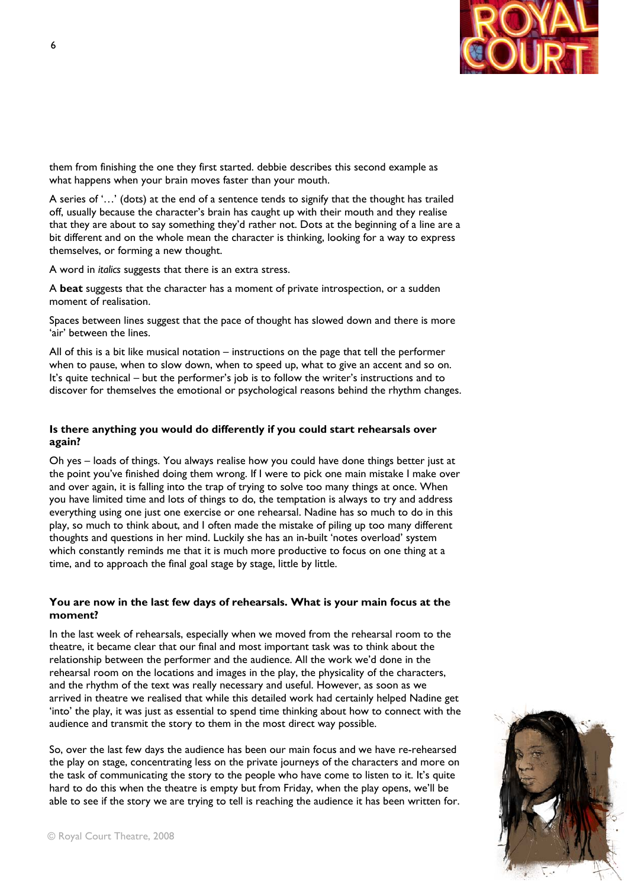them from finishing the one they first started. debbie describes this second example as what happens when your brain moves faster than your mouth.

A series of '…' (dots) at the end of a sentence tends to signify that the thought has trailed off, usually because the character's brain has caught up with their mouth and they realise that they are about to say something they'd rather not. Dots at the beginning of a line are a bit different and on the whole mean the character is thinking, looking for a way to express themselves, or forming a new thought.

A word in *italics* suggests that there is an extra stress.

A **beat** suggests that the character has a moment of private introspection, or a sudden moment of realisation.

Spaces between lines suggest that the pace of thought has slowed down and there is more 'air' between the lines.

All of this is a bit like musical notation – instructions on the page that tell the performer when to pause, when to slow down, when to speed up, what to give an accent and so on. It's quite technical – but the performer's job is to follow the writer's instructions and to discover for themselves the emotional or psychological reasons behind the rhythm changes.

**Is there anything you would do differently if you could start rehearsals over again?**

Oh yes – loads of things. You always realise how you could have done things better just at the point you've finished doing them wrong. If I were to pick one main mistake I make over and over again, it is falling into the trap of trying to solve too many things at once. When you have limited time and lots of things to do, the temptation is always to try and address everything using one just one exercise or one rehearsal. Nadine has so much to do in this play, so much to think about, and I often made the mistake of piling up too many different thoughts and questions in her mind. Luckily she has an in-built 'notes overload' system which constantly reminds me that it is much more productive to focus on one thing at a time, and to approach the final goal stage by stage, little by little.

**You are now in the last few days of rehearsals. What is your main focus at the moment?**

In the last week of rehearsals, especially when we moved from the rehearsal room to the theatre, it became clear that our final and most important task was to think about the relationship between the performer and the audience. All the work we'd done in the rehearsal room on the locations and images in the play, the physicality of the characters, and the rhythm of the text was really necessary and useful. However, as soon as we arrived in theatre we realised that while this detailed work had certainly helped Nadine get 'into' the play, it was just as essential to spend time thinking about how to connect with the audience and transmit the story to them in the most direct way possible.

So, over the last few days the audience has been our main focus and we have re-rehearsed the play on stage, concentrating less on the private journeys of the characters and more on the task of communicating the story to the people who have come to listen to it. It's quite hard to do this when the theatre is empty but from Friday, when the play opens, we'll be able to see if the story we are trying to tell is reaching the audience it has been written for.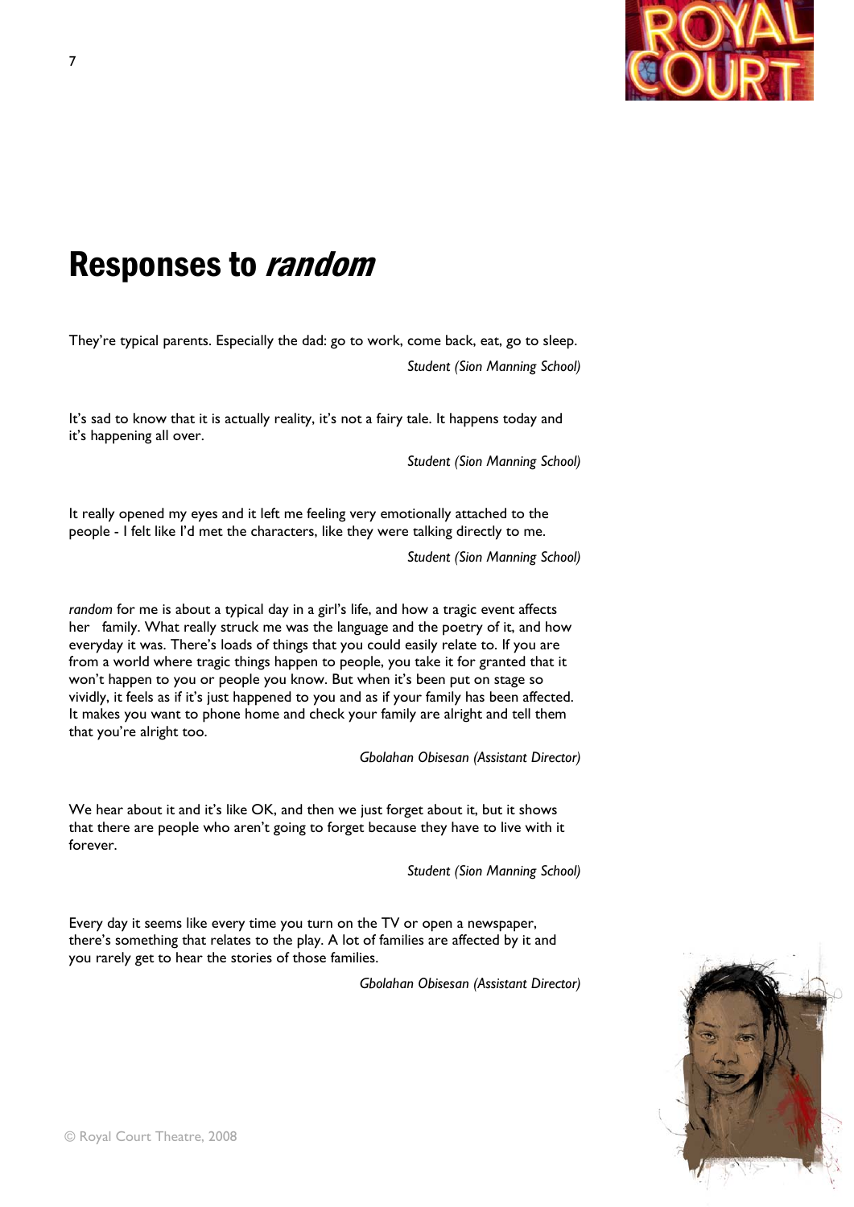# Responses to *random*

They're typical parents. Especially the dad: go to work, come back, eat, go to sleep.

*Student (Sion Manning School)*

It's sad to know that it is actually reality, it's not a fairy tale. It happens today and it's happening all over.

*Student (Sion Manning School)*

It really opened my eyes and it left me feeling very emotionally attached to the people - I felt like I'd met the characters, like they were talking directly to me.

*Student (Sion Manning School)*

*random* for me is about a typical day in a girl's life, and how a tragic event affects her family. What really struck me was the language and the poetry of it, and how everyday it was. There's loads of things that you could easily relate to. If you are from a world where tragic things happen to people, you take it for granted that it won't happen to you or people you know. But when it's been put on stage so vividly, it feels as if it's just happened to you and as if your family has been affected. It makes you want to phone home and check your family are alright and tell them that you're alright too.

*Gbolahan Obisesan (Assistant Director)*

We hear about it and it's like OK, and then we just forget about it, but it shows that there are people who aren't going to forget because they have to live with it forever.

*Student (Sion Manning School)*

Every day it seems like every time you turn on the TV or open a newspaper, there's something that relates to the play. A lot of families are affected by it and you rarely get to hear the stories of those families.

*Gbolahan Obisesan (Assistant Director)*

© Royal Court Theatre, 2008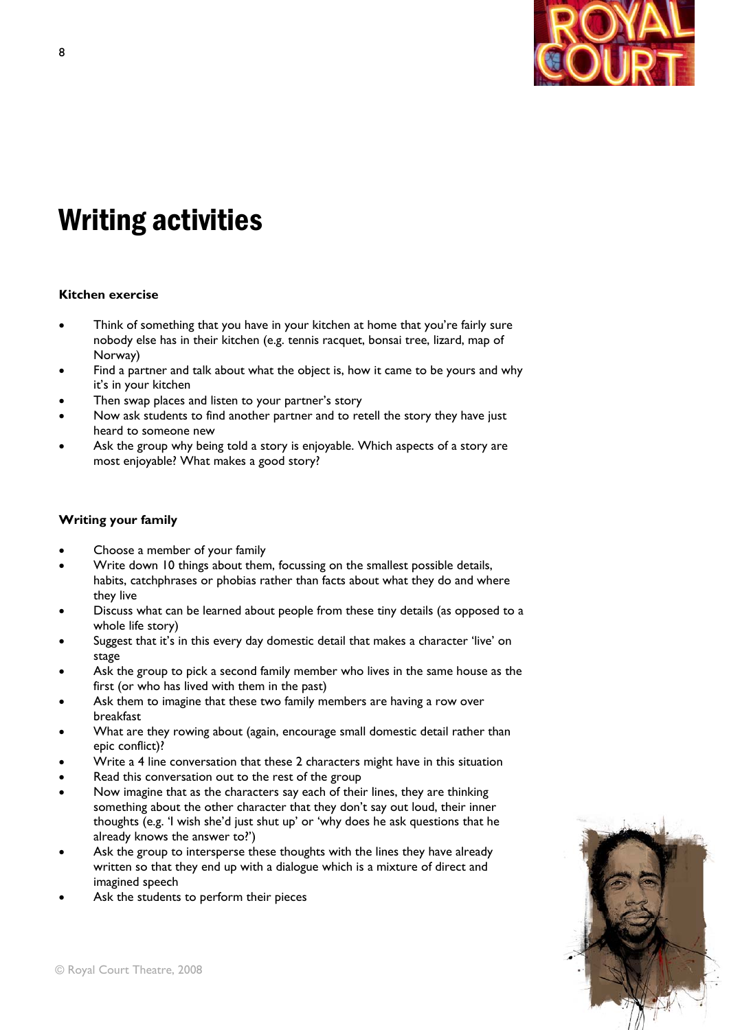# Writing activities

### Kitchen exercise

- Think of something that you have in your kitchen at home that you're fairly sure nobody else has in their kitchen (e.g. tennis racquet, bonsai tree, lizard, map of Norway)
- Find a partner and talk about what the object is, how it came to be yours and why it's in your kitchen
- Then swap places and listen to your partner's story
- Now ask students to find another partner and to retell the story they have just heard to someone new
- Ask the group why being told a story is enjoyable. Which aspects of a story are most enjoyable? What makes a good story?

### Writing your family

- Choose a member of your family
- Write down 10 things about them, focussing on the smallest possible details, habits, catchphrases or phobias rather than facts about what they do and where they live
- Discuss what can be learned about people from these tiny details (as opposed to a whole life story)
- Suggest that it's in this every day domestic detail that makes a character 'live' on stage
- Ask the group to pick a second family member who lives in the same house as the first (or who has lived with them in the past)
- Ask them to imagine that these two family members are having a row over breakfast
- What are they rowing about (again, encourage small domestic detail rather than epic conflict)?
- Write a 4 line conversation that these 2 characters might have in this situation
- Read this conversation out to the rest of the group
- Now imagine that as the characters say each of their lines, they are thinking something about the other character that they don't say out loud, their inner thoughts (e.g. 'I wish she'd just shut up' or 'why does he ask questions that he already knows the answer to?')
- Ask the group to intersperse these thoughts with the lines they have already written so that they end up with a dialogue which is a mixture of direct and imagined speech
- Ask the students to perform their pieces

© Royal Court Theatre, 2008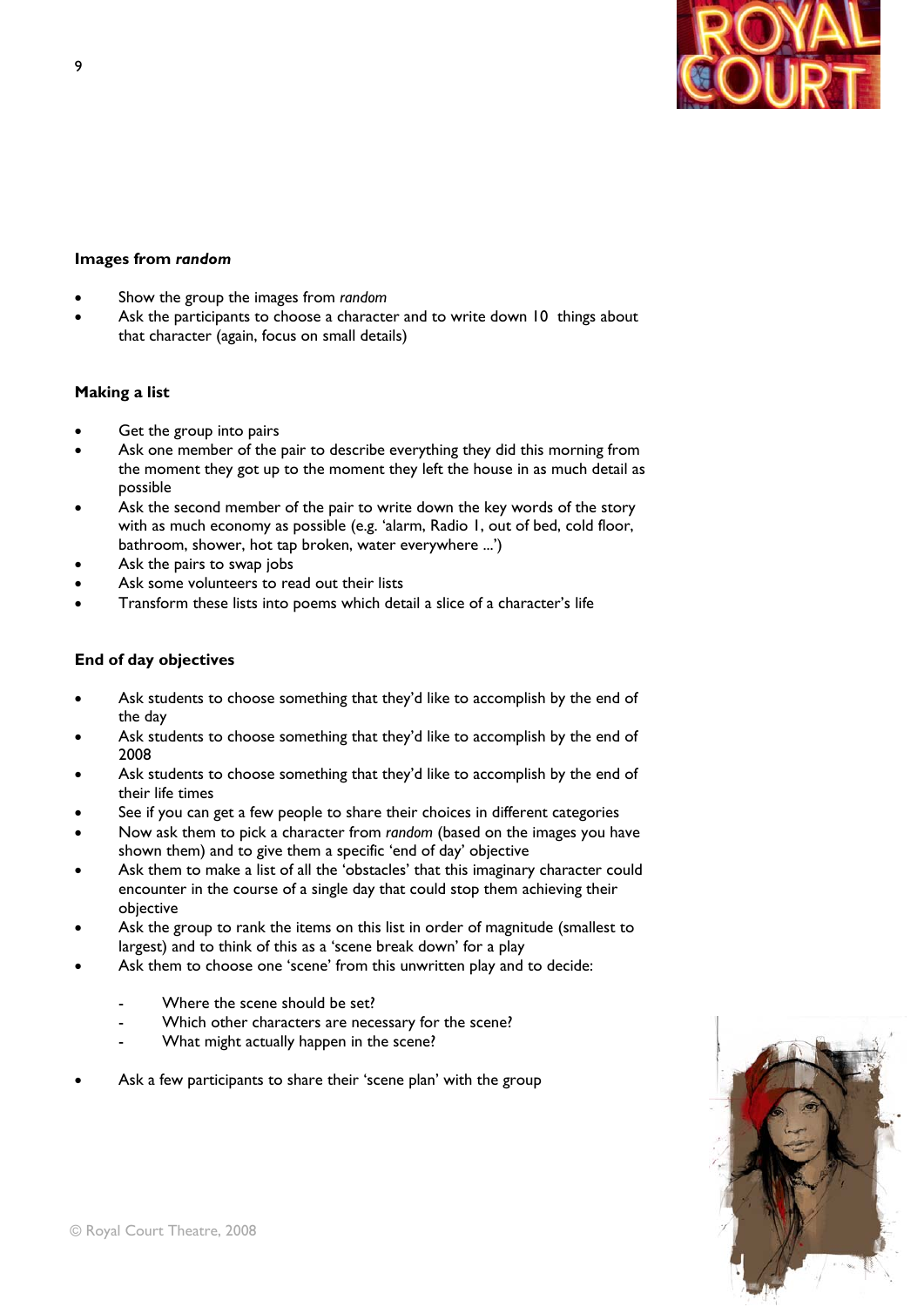### Images from *random*

- Show the group the images from *random*
- Ask the participants to choose a character and to write down 10 things about that character (again, focus on small details)

### Making a list

- Get the group into pairs
- Ask one member of the pair to describe everything they did this morning from the moment they got up to the moment they left the house in as much detail as possible
- Ask the second member of the pair to write down the key words of the story with as much economy as possible (e.g. 'alarm, Radio 1, out of bed, cold floor, bathroom, shower, hot tap broken, water everywhere ...')
- Ask the pairs to swap jobs
- Ask some volunteers to read out their lists
- Transform these lists into poems which detail a slice of a character's life

### End of day objectives

- Ask students to choose something that they'd like to accomplish by the end of the day
- Ask students to choose something that they'd like to accomplish by the end of 2008
- Ask students to choose something that they'd like to accomplish by the end of their life times
- See if you can get a few people to share their choices in different categories
- Now ask them to pick a character from *random* (based on the images you have shown them) and to give them a specific 'end of day' objective
- Ask them to make a list of all the 'obstacles' that this imaginary character could encounter in the course of a single day that could stop them achieving their objective
- Ask the group to rank the items on this list in order of magnitude (smallest to largest) and to think of this as a 'scene break down' for a play
- Ask them to choose one 'scene' from this unwritten play and to decide:
  - Where the scene should be set?
  - Which other characters are necessary for the scene?
  - What might actually happen in the scene?
- Ask a few participants to share their 'scene plan' with the group

© Royal Court Theatre, 2008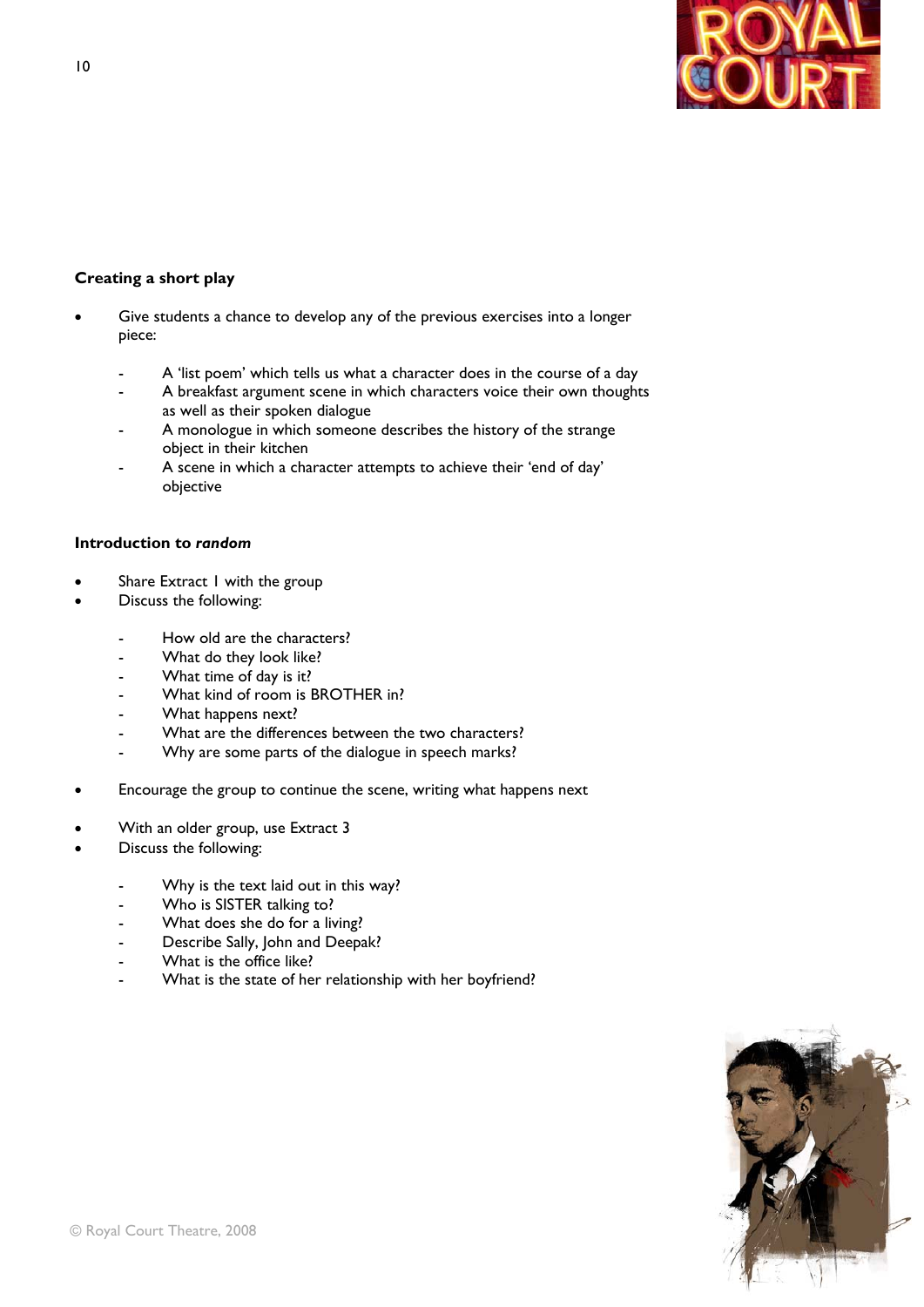**Creating a short play**

- Give students a chance to develop any of the previous exercises into a longer piece:
  - A 'list poem' which tells us what a character does in the course of a day
  - A breakfast argument scene in which characters voice their own thoughts as well as their spoken dialogue
  - A monologue in which someone describes the history of the strange object in their kitchen
  - A scene in which a character attempts to achieve their 'end of day' objective

**Introduction to *random***

- Share Extract 1 with the group
- Discuss the following:
  - How old are the characters?
  - What do they look like?
  - What time of day is it?
  - What kind of room is BROTHER in?
  - What happens next?
  - What are the differences between the two characters?
  - Why are some parts of the dialogue in speech marks?

- Encourage the group to continue the scene, writing what happens next

- With an older group, use Extract 3
- Discuss the following:
  - Why is the text laid out in this way?
  - Who is SISTER talking to?
  - What does she do for a living?
  - Describe Sally, John and Deepak?
  - What is the office like?
  - What is the state of her relationship with her boyfriend?

© Royal Court Theatre, 2008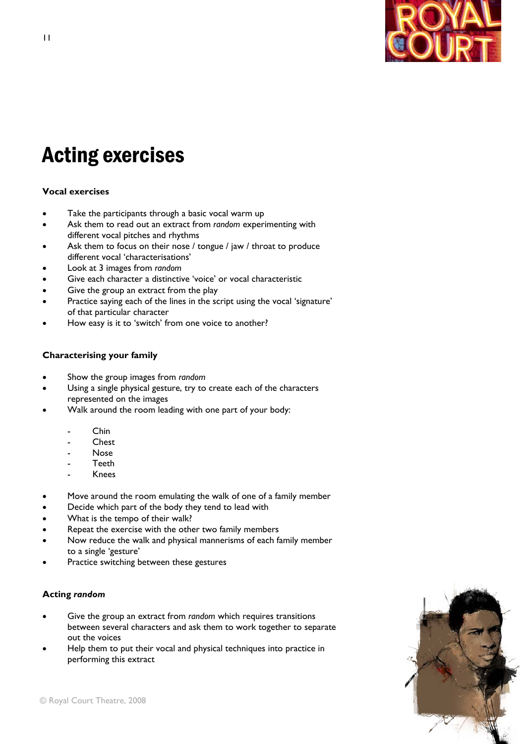# Acting exercises

### Vocal exercises

- Take the participants through a basic vocal warm up
- Ask them to read out an extract from *random* experimenting with different vocal pitches and rhythms
- Ask them to focus on their nose / tongue / jaw / throat to produce different vocal 'characterisations'
- Look at 3 images from *random*
- Give each character a distinctive 'voice' or vocal characteristic
- Give the group an extract from the play
- Practice saying each of the lines in the script using the vocal 'signature' of that particular character
- How easy is it to 'switch' from one voice to another?

### Characterising your family

- Show the group images from *random*
- Using a single physical gesture, try to create each of the characters represented on the images
- Walk around the room leading with one part of your body:
  - Chin
  - Chest
  - Nose
  - Teeth
  - Knees
- Move around the room emulating the walk of one of a family member
- Decide which part of the body they tend to lead with
- What is the tempo of their walk?
- Repeat the exercise with the other two family members
- Now reduce the walk and physical mannerisms of each family member to a single 'gesture'
- Practice switching between these gestures

### Acting *random*

- Give the group an extract from *random* which requires transitions between several characters and ask them to work together to separate out the voices
- Help them to put their vocal and physical techniques into practice in performing this extract

© Royal Court Theatre, 2008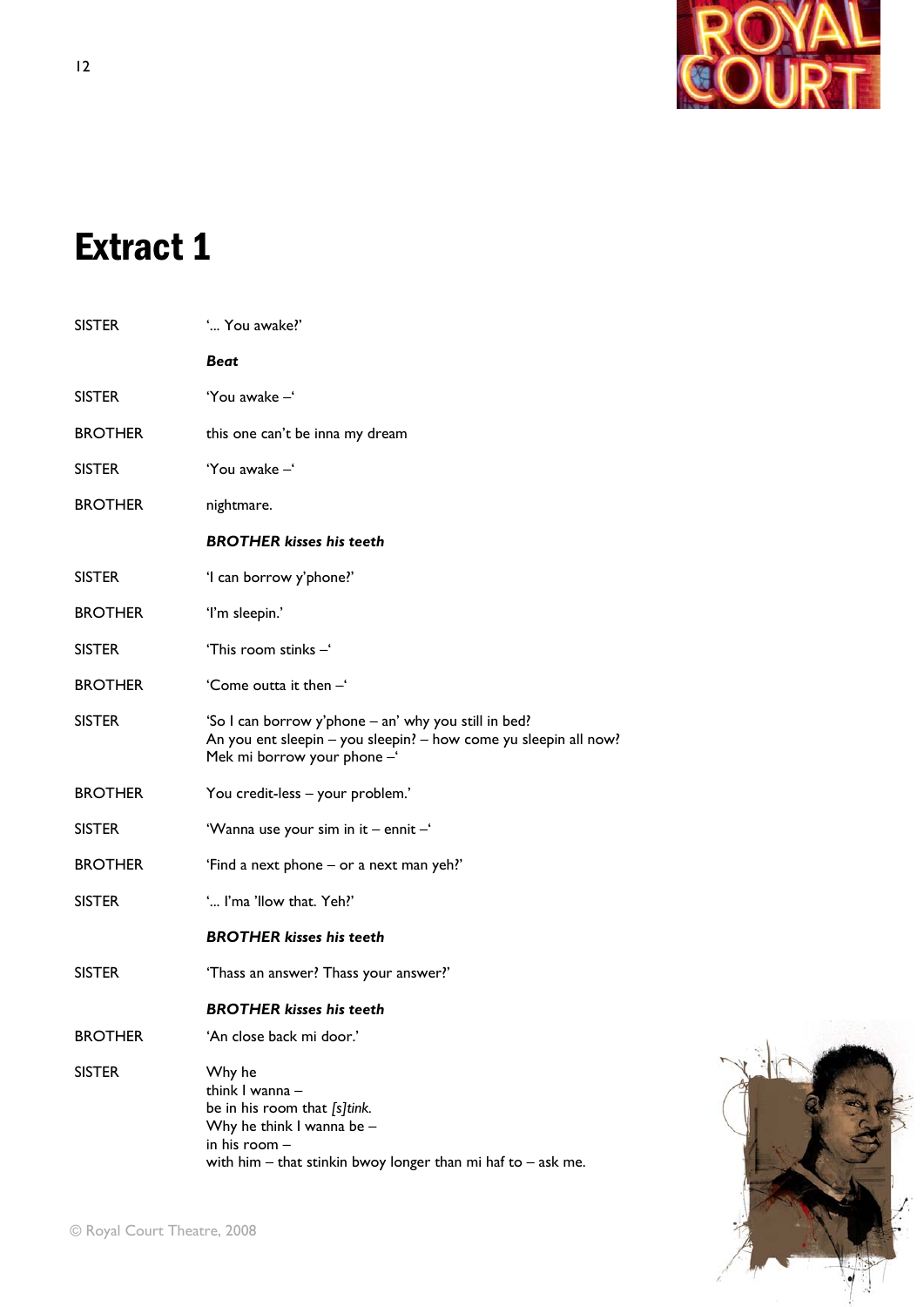# Extract 1

SISTER '... You awake?'

***Beat***

SISTER 'You awake –'

BROTHER this one can't be inna my dream

SISTER 'You awake –'

BROTHER nightmare.

***BROTHER kisses his teeth***

SISTER 'I can borrow y'phone?'

BROTHER 'I'm sleepin.'

SISTER 'This room stinks –'

BROTHER 'Come outta it then –'

SISTER 'So I can borrow y'phone – an' why you still in bed?
An you ent sleepin – you sleepin? – how come yu sleepin all now?
Mek mi borrow your phone –'

BROTHER You credit-less – your problem.'

SISTER 'Wanna use your sim in it – ennit –'

BROTHER 'Find a next phone – or a next man yeh?'

SISTER '... I'ma 'llow that. Yeh?'

***BROTHER kisses his teeth***

SISTER 'Thass an answer? Thass your answer?'

***BROTHER kisses his teeth***

BROTHER 'An close back mi door.'

SISTER Why he
think I wanna –
be in his room that *[s]tink.*
Why he think I wanna be –
in his room –
with him – that stinkin bwoy longer than mi haf to – ask me.

© Royal Court Theatre, 2008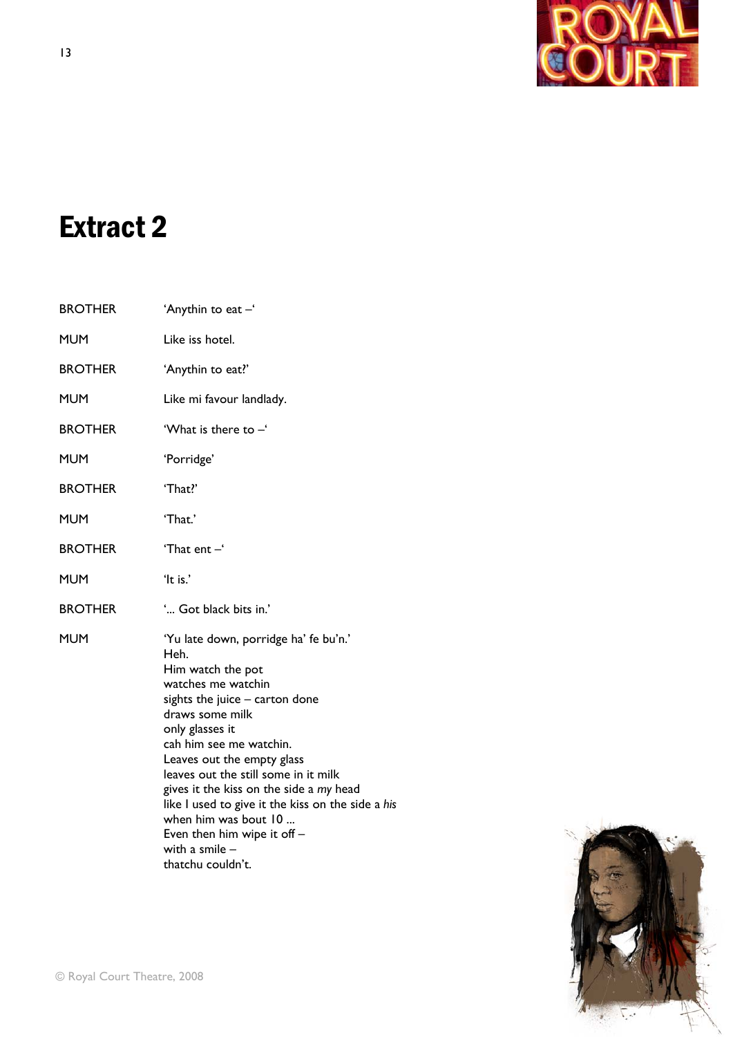# Extract 2

| | |
|---|---|
| BROTHER | 'Anythin to eat –' |
| MUM | Like iss hotel. |
| BROTHER | 'Anythin to eat?' |
| MUM | Like mi favour landlady. |
| BROTHER | 'What is there to –' |
| MUM | 'Porridge' |
| BROTHER | 'That?' |
| MUM | 'That.' |
| BROTHER | 'That ent –' |
| MUM | 'It is.' |
| BROTHER | '... Got black bits in.' |
| MUM | 'Yu late down, porridge ha' fe bu'n.'<br>Heh.<br>Him watch the pot<br>watches me watchin<br>sights the juice – carton done<br>draws some milk<br>only glasses it<br>cah him see me watchin.<br>Leaves out the empty glass<br>leaves out the still some in it milk<br>gives it the kiss on the side a *my* head<br>like I used to give it the kiss on the side a *his*<br>when him was bout 10 ...<br>Even then him wipe it off –<br>with a smile –<br>thatchu couldn't. |

© Royal Court Theatre, 2008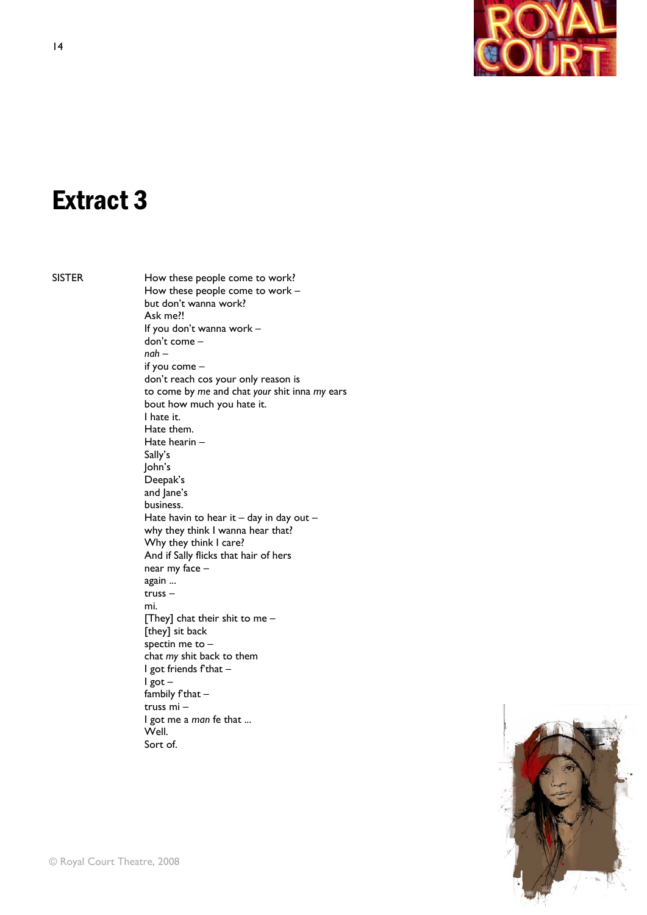# Extract 3

SISTER

How these people come to work?
How these people come to work –
but don't wanna work?
Ask me?!
If you don't wanna work –
don't come –
*nah* –
if you come –
don't reach cos your only reason is
to come by *me* and chat *your* shit inna *my* ears
bout how much you hate it.
I hate it.
Hate them.
Hate hearin –
Sally's
John's
Deepak's
and Jane's
business.
Hate havin to hear it – day in day out –
why they think I wanna hear that?
Why they think I care?
And if Sally flicks that hair of hers
near my face –
again ...
truss –
mi.
[They] chat their shit to me –
[they] sit back
spectin me to –
chat *my* shit back to them
I got friends f'that –
I got –
fambily f'that –
truss mi –
I got me a *man* fe that ...
Well.
Sort of.

© Royal Court Theatre, 2008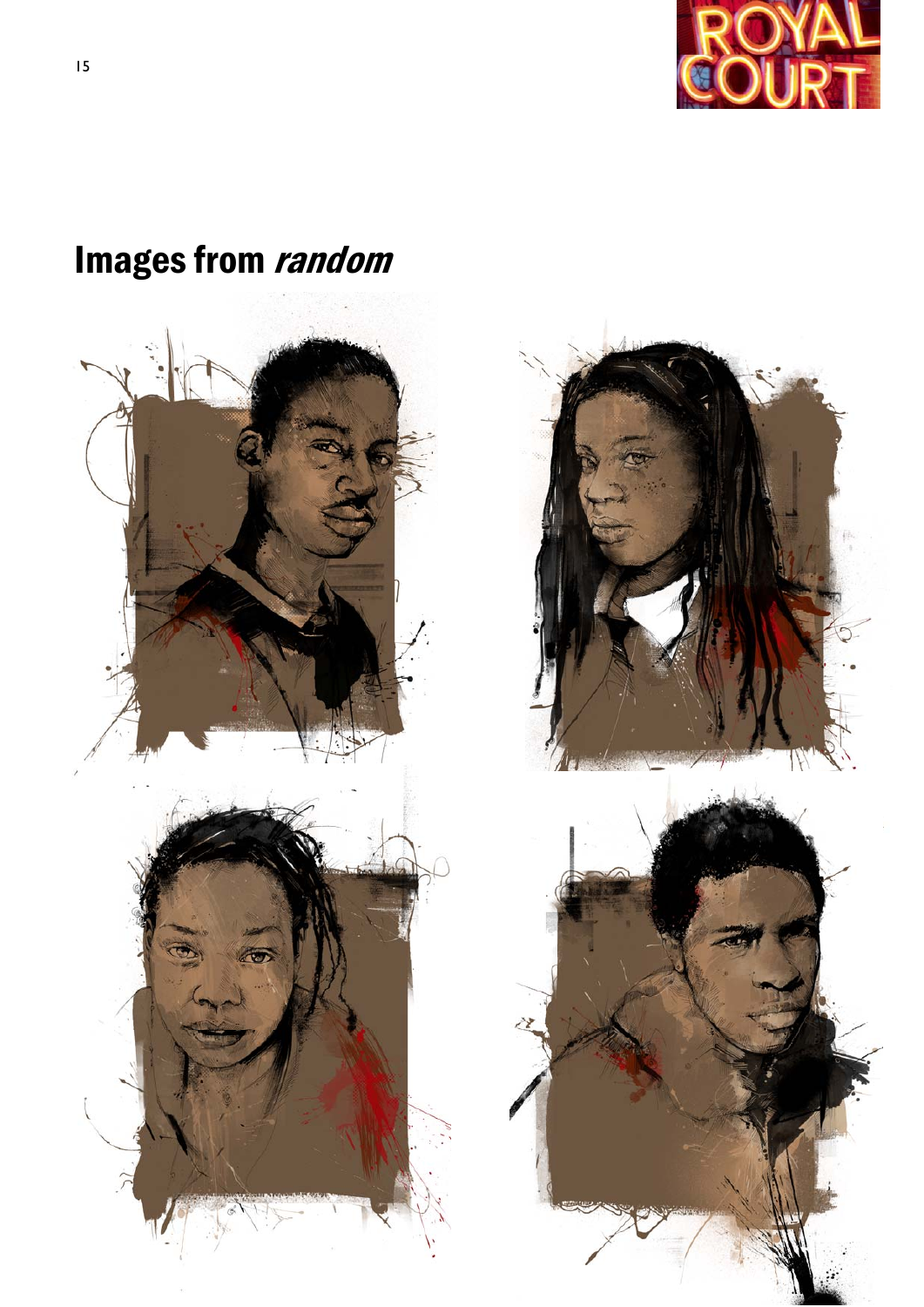# Images from *random*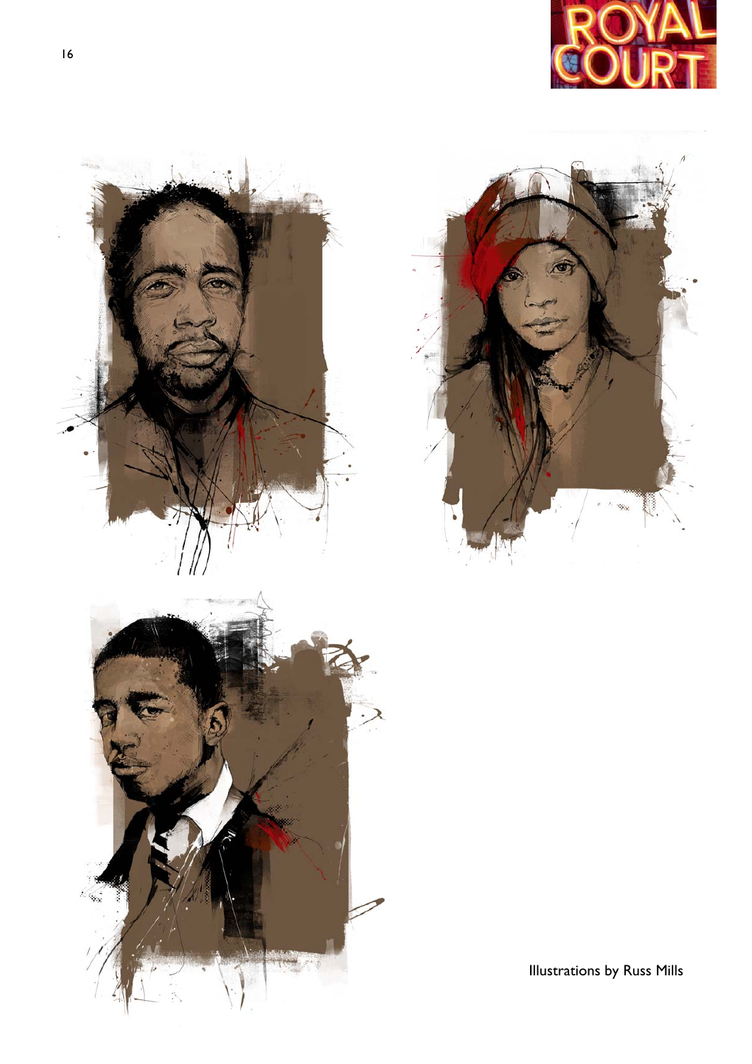Illustrations by Russ Mills